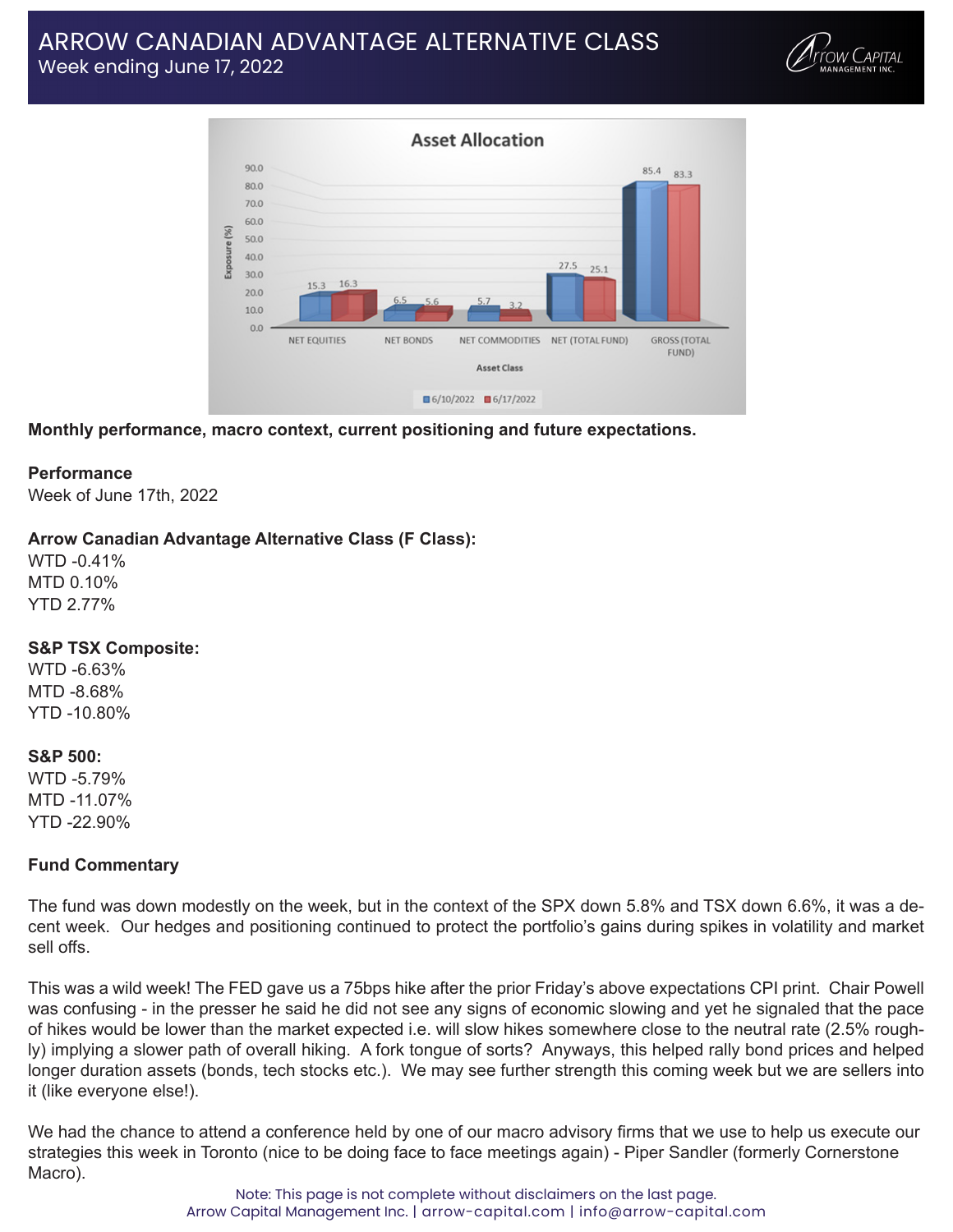# ARROW CANADIAN ADVANTAGE ALTERNATIVE CLASS
Week ending June 17, 2022

**Asset Allocation**

| Asset Class | 6/10/2022 | 6/17/2022 |
|---|---|---|
| NET EQUITIES | 15.3 | 16.3 |
| NET BONDS | 6.5 | 5.6 |
| NET COMMODITIES | 5.7 | 3.2 |
| NET (TOTAL FUND) | 27.5 | 25.1 |
| GROSS (TOTAL FUND) | 85.4 | 83.3 |

Exposure (%)

**Monthly performance, macro context, current positioning and future expectations.**

**Performance**
Week of June 17th, 2022

**Arrow Canadian Advantage Alternative Class (F Class):**
WTD -0.41%
MTD 0.10%
YTD 2.77%

**S&P TSX Composite:**
WTD -6.63%
MTD -8.68%
YTD -10.80%

**S&P 500:**
WTD -5.79%
MTD -11.07%
YTD -22.90%

**Fund Commentary**

The fund was down modestly on the week, but in the context of the SPX down 5.8% and TSX down 6.6%, it was a decent week. Our hedges and positioning continued to protect the portfolio's gains during spikes in volatility and market sell offs.

This was a wild week! The FED gave us a 75bps hike after the prior Friday's above expectations CPI print. Chair Powell was confusing - in the presser he said he did not see any signs of economic slowing and yet he signaled that the pace of hikes would be lower than the market expected i.e. will slow hikes somewhere close to the neutral rate (2.5% roughly) implying a slower path of overall hiking. A fork tongue of sorts? Anyways, this helped rally bond prices and helped longer duration assets (bonds, tech stocks etc.). We may see further strength this coming week but we are sellers into it (like everyone else!).

We had the chance to attend a conference held by one of our macro advisory firms that we use to help us execute our strategies this week in Toronto (nice to be doing face to face meetings again) - Piper Sandler (formerly Cornerstone Macro).

Note: This page is not complete without disclaimers on the last page.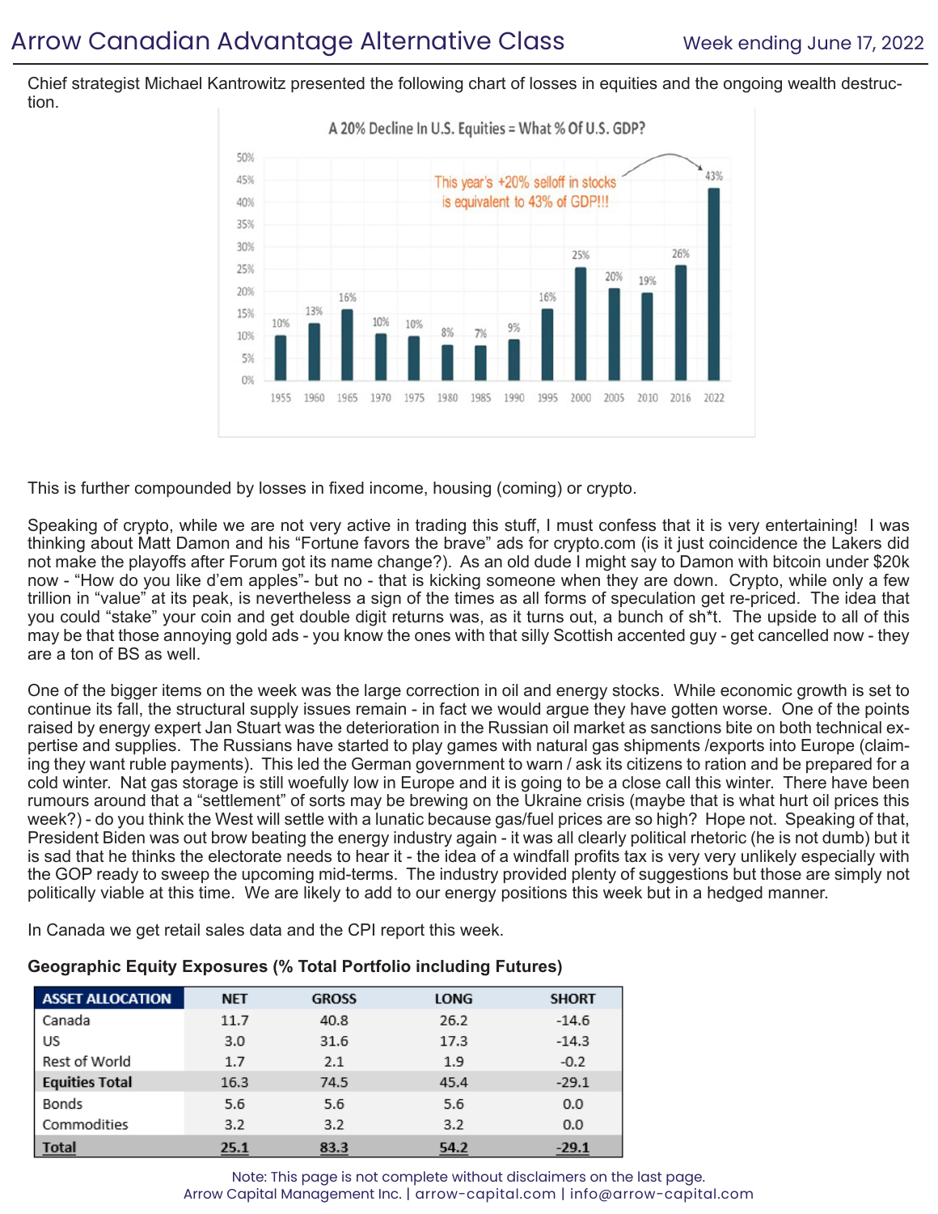Chief strategist Michael Kantrowitz presented the following chart of losses in equities and the ongoing wealth destruction.

**A 20% Decline In U.S. Equities = What % Of U.S. GDP?**

This year's +20% selloff in stocks is equivalent to 43% of GDP!!!

| Year | % of U.S. GDP |
|---|---|
| 1955 | 10% |
| 1960 | 13% |
| 1965 | 16% |
| 1970 | 10% |
| 1975 | 10% |
| 1980 | 8% |
| 1985 | 7% |
| 1990 | 9% |
| 1995 | 16% |
| 2000 | 25% |
| 2005 | 20% |
| 2010 | 19% |
| 2016 | 26% |
| 2022 | 43% |

This is further compounded by losses in fixed income, housing (coming) or crypto.

Speaking of crypto, while we are not very active in trading this stuff, I must confess that it is very entertaining! I was thinking about Matt Damon and his "Fortune favors the brave" ads for crypto.com (is it just coincidence the Lakers did not make the playoffs after Forum got its name change?). As an old dude I might say to Damon with bitcoin under $20k now - "How do you like d'em apples"- but no - that is kicking someone when they are down. Crypto, while only a few trillion in "value" at its peak, is nevertheless a sign of the times as all forms of speculation get re-priced. The idea that you could "stake" your coin and get double digit returns was, as it turns out, a bunch of sh*t. The upside to all of this may be that those annoying gold ads - you know the ones with that silly Scottish accented guy - get cancelled now - they are a ton of BS as well.

One of the bigger items on the week was the large correction in oil and energy stocks. While economic growth is set to continue its fall, the structural supply issues remain - in fact we would argue they have gotten worse. One of the points raised by energy expert Jan Stuart was the deterioration in the Russian oil market as sanctions bite on both technical expertise and supplies. The Russians have started to play games with natural gas shipments /exports into Europe (claiming they want ruble payments). This led the German government to warn / ask its citizens to ration and be prepared for a cold winter. Nat gas storage is still woefully low in Europe and it is going to be a close call this winter. There have been rumours around that a "settlement" of sorts may be brewing on the Ukraine crisis (maybe that is what hurt oil prices this week?) - do you think the West will settle with a lunatic because gas/fuel prices are so high? Hope not. Speaking of that, President Biden was out brow beating the energy industry again - it was all clearly political rhetoric (he is not dumb) but it is sad that he thinks the electorate needs to hear it - the idea of a windfall profits tax is very very unlikely especially with the GOP ready to sweep the upcoming mid-terms. The industry provided plenty of suggestions but those are simply not politically viable at this time. We are likely to add to our energy positions this week but in a hedged manner.

In Canada we get retail sales data and the CPI report this week.

**Geographic Equity Exposures (% Total Portfolio including Futures)**

| ASSET ALLOCATION | NET | GROSS | LONG | SHORT |
|---|---|---|---|---|
| Canada | 11.7 | 40.8 | 26.2 | -14.6 |
| US | 3.0 | 31.6 | 17.3 | -14.3 |
| Rest of World | 1.7 | 2.1 | 1.9 | -0.2 |
| **Equities Total** | 16.3 | 74.5 | 45.4 | -29.1 |
| Bonds | 5.6 | 5.6 | 5.6 | 0.0 |
| Commodities | 3.2 | 3.2 | 3.2 | 0.0 |
| **Total** | **25.1** | **83.3** | **54.2** | **-29.1** |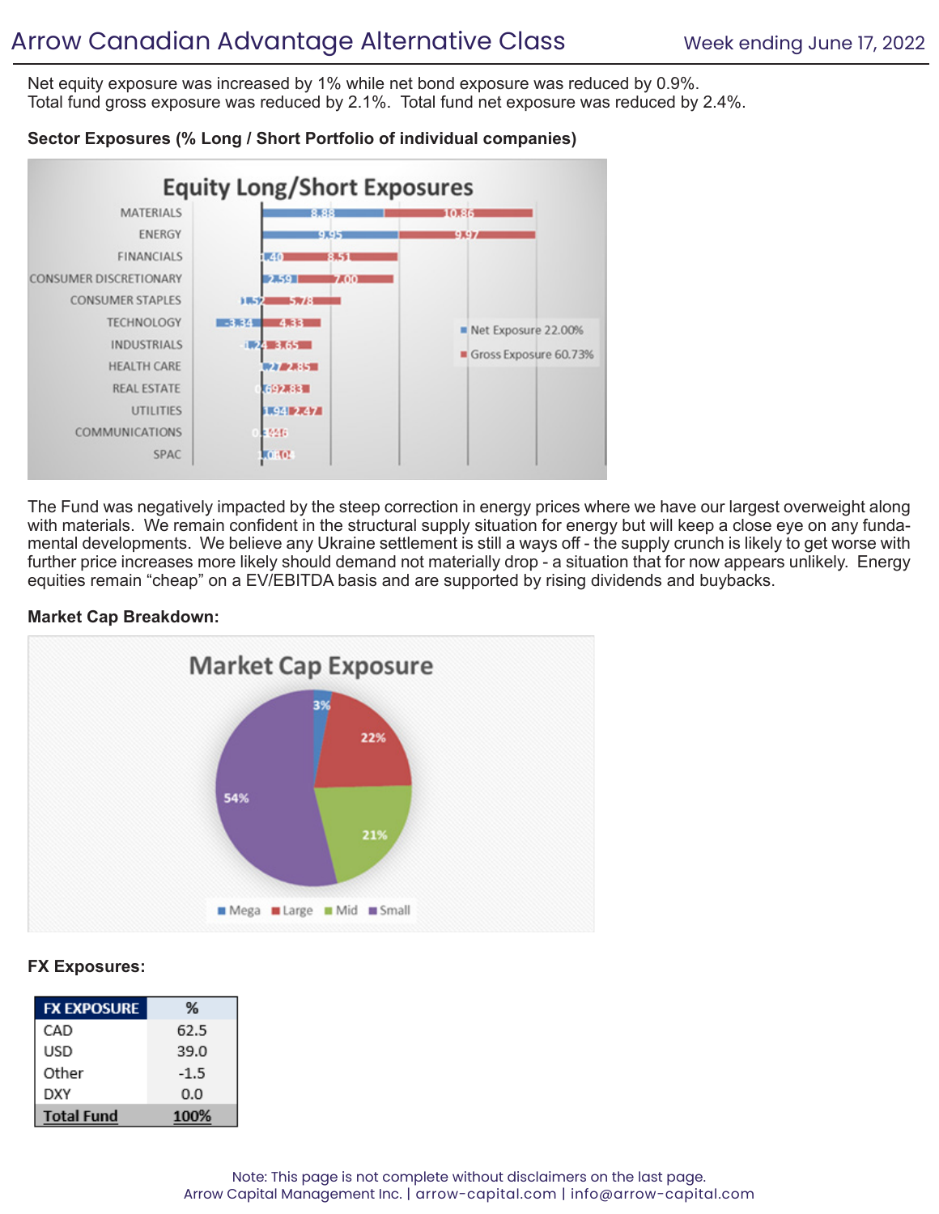Net equity exposure was increased by 1% while net bond exposure was reduced by 0.9%.
Total fund gross exposure was reduced by 2.1%. Total fund net exposure was reduced by 2.4%.

**Sector Exposures (% Long / Short Portfolio of individual companies)**

The Fund was negatively impacted by the steep correction in energy prices where we have our largest overweight along with materials. We remain confident in the structural supply situation for energy but will keep a close eye on any fundamental developments. We believe any Ukraine settlement is still a ways off - the supply crunch is likely to get worse with further price increases more likely should demand not materially drop - a situation that for now appears unlikely. Energy equities remain "cheap" on a EV/EBITDA basis and are supported by rising dividends and buybacks.

**Market Cap Breakdown:**

**FX Exposures:**

| FX EXPOSURE | % |
|---|---|
| CAD | 62.5 |
| USD | 39.0 |
| Other | -1.5 |
| DXY | 0.0 |
| **Total Fund** | **100%** |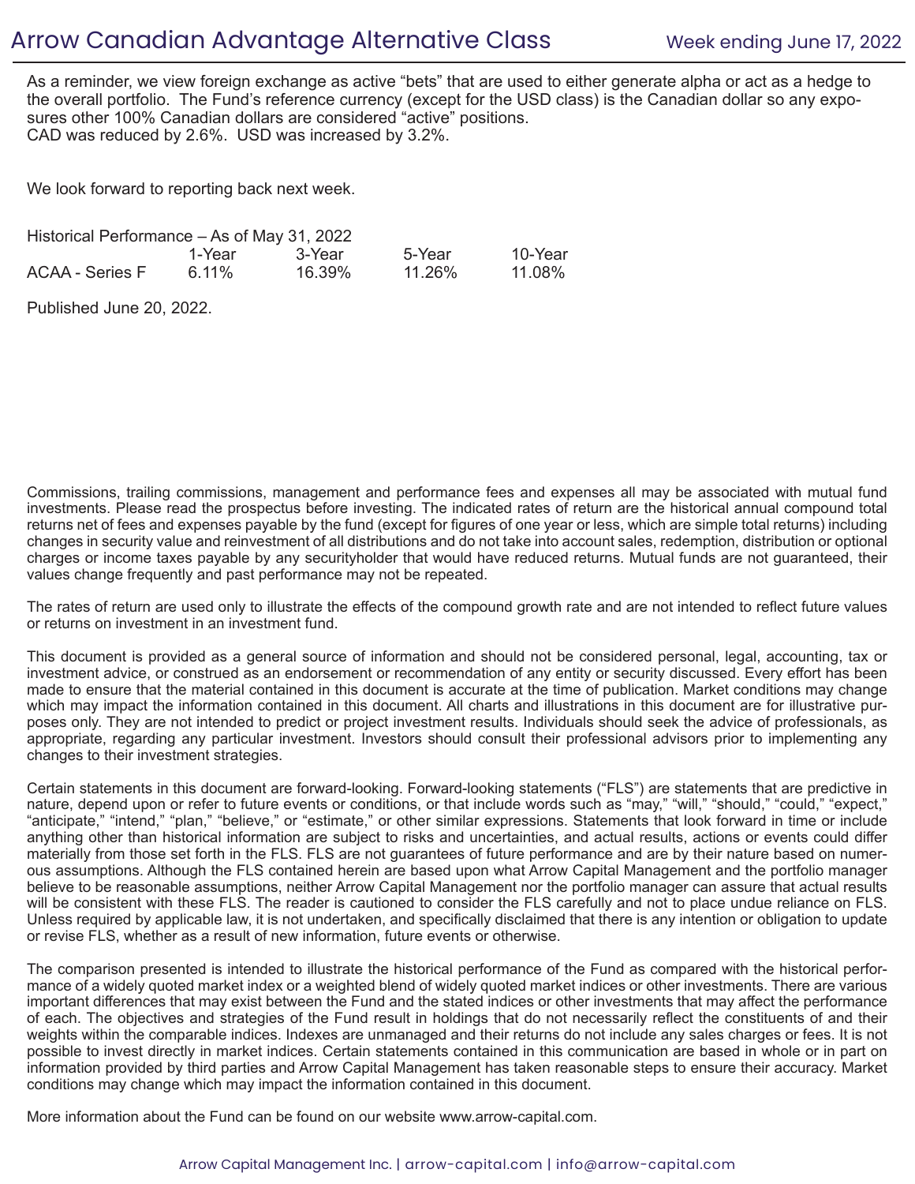As a reminder, we view foreign exchange as active "bets" that are used to either generate alpha or act as a hedge to the overall portfolio. The Fund's reference currency (except for the USD class) is the Canadian dollar so any exposures other 100% Canadian dollars are considered "active" positions.
CAD was reduced by 2.6%. USD was increased by 3.2%.

We look forward to reporting back next week.

Historical Performance – As of May 31, 2022

| | 1-Year | 3-Year | 5-Year | 10-Year |
|---|---|---|---|---|
| ACAA - Series F | 6.11% | 16.39% | 11.26% | 11.08% |

Published June 20, 2022.

Commissions, trailing commissions, management and performance fees and expenses all may be associated with mutual fund investments. Please read the prospectus before investing. The indicated rates of return are the historical annual compound total returns net of fees and expenses payable by the fund (except for figures of one year or less, which are simple total returns) including changes in security value and reinvestment of all distributions and do not take into account sales, redemption, distribution or optional charges or income taxes payable by any securityholder that would have reduced returns. Mutual funds are not guaranteed, their values change frequently and past performance may not be repeated.

The rates of return are used only to illustrate the effects of the compound growth rate and are not intended to reflect future values or returns on investment in an investment fund.

This document is provided as a general source of information and should not be considered personal, legal, accounting, tax or investment advice, or construed as an endorsement or recommendation of any entity or security discussed. Every effort has been made to ensure that the material contained in this document is accurate at the time of publication. Market conditions may change which may impact the information contained in this document. All charts and illustrations in this document are for illustrative purposes only. They are not intended to predict or project investment results. Individuals should seek the advice of professionals, as appropriate, regarding any particular investment. Investors should consult their professional advisors prior to implementing any changes to their investment strategies.

Certain statements in this document are forward-looking. Forward-looking statements ("FLS") are statements that are predictive in nature, depend upon or refer to future events or conditions, or that include words such as "may," "will," "should," "could," "expect," "anticipate," "intend," "plan," "believe," or "estimate," or other similar expressions. Statements that look forward in time or include anything other than historical information are subject to risks and uncertainties, and actual results, actions or events could differ materially from those set forth in the FLS. FLS are not guarantees of future performance and are by their nature based on numerous assumptions. Although the FLS contained herein are based upon what Arrow Capital Management and the portfolio manager believe to be reasonable assumptions, neither Arrow Capital Management nor the portfolio manager can assure that actual results will be consistent with these FLS. The reader is cautioned to consider the FLS carefully and not to place undue reliance on FLS. Unless required by applicable law, it is not undertaken, and specifically disclaimed that there is any intention or obligation to update or revise FLS, whether as a result of new information, future events or otherwise.

The comparison presented is intended to illustrate the historical performance of the Fund as compared with the historical performance of a widely quoted market index or a weighted blend of widely quoted market indices or other investments. There are various important differences that may exist between the Fund and the stated indices or other investments that may affect the performance of each. The objectives and strategies of the Fund result in holdings that do not necessarily reflect the constituents of and their weights within the comparable indices. Indexes are unmanaged and their returns do not include any sales charges or fees. It is not possible to invest directly in market indices. Certain statements contained in this communication are based in whole or in part on information provided by third parties and Arrow Capital Management has taken reasonable steps to ensure their accuracy. Market conditions may change which may impact the information contained in this document.

More information about the Fund can be found on our website www.arrow-capital.com.